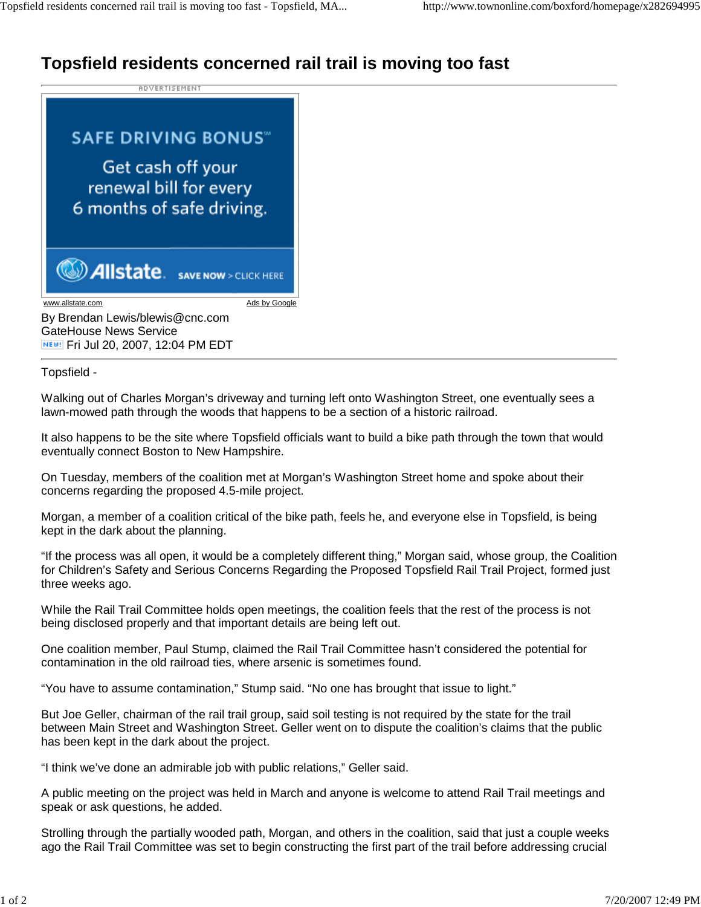# Topsfield residents concerned rail trail is moving too fast

By Brendan Lewis/blewis@cnc.com
GateHouse News Service
Fri Jul 20, 2007, 12:04 PM EDT

Topsfield -

Walking out of Charles Morgan’s driveway and turning left onto Washington Street, one eventually sees a lawn-mowed path through the woods that happens to be a section of a historic railroad.

It also happens to be the site where Topsfield officials want to build a bike path through the town that would eventually connect Boston to New Hampshire.

On Tuesday, members of the coalition met at Morgan’s Washington Street home and spoke about their concerns regarding the proposed 4.5-mile project.

Morgan, a member of a coalition critical of the bike path, feels he, and everyone else in Topsfield, is being kept in the dark about the planning.

“If the process was all open, it would be a completely different thing,” Morgan said, whose group, the Coalition for Children’s Safety and Serious Concerns Regarding the Proposed Topsfield Rail Trail Project, formed just three weeks ago.

While the Rail Trail Committee holds open meetings, the coalition feels that the rest of the process is not being disclosed properly and that important details are being left out.

One coalition member, Paul Stump, claimed the Rail Trail Committee hasn’t considered the potential for contamination in the old railroad ties, where arsenic is sometimes found.

“You have to assume contamination,” Stump said. “No one has brought that issue to light.”

But Joe Geller, chairman of the rail trail group, said soil testing is not required by the state for the trail between Main Street and Washington Street. Geller went on to dispute the coalition’s claims that the public has been kept in the dark about the project.

“I think we’ve done an admirable job with public relations,” Geller said.

A public meeting on the project was held in March and anyone is welcome to attend Rail Trail meetings and speak or ask questions, he added.

Strolling through the partially wooded path, Morgan, and others in the coalition, said that just a couple weeks ago the Rail Trail Committee was set to begin constructing the first part of the trail before addressing crucial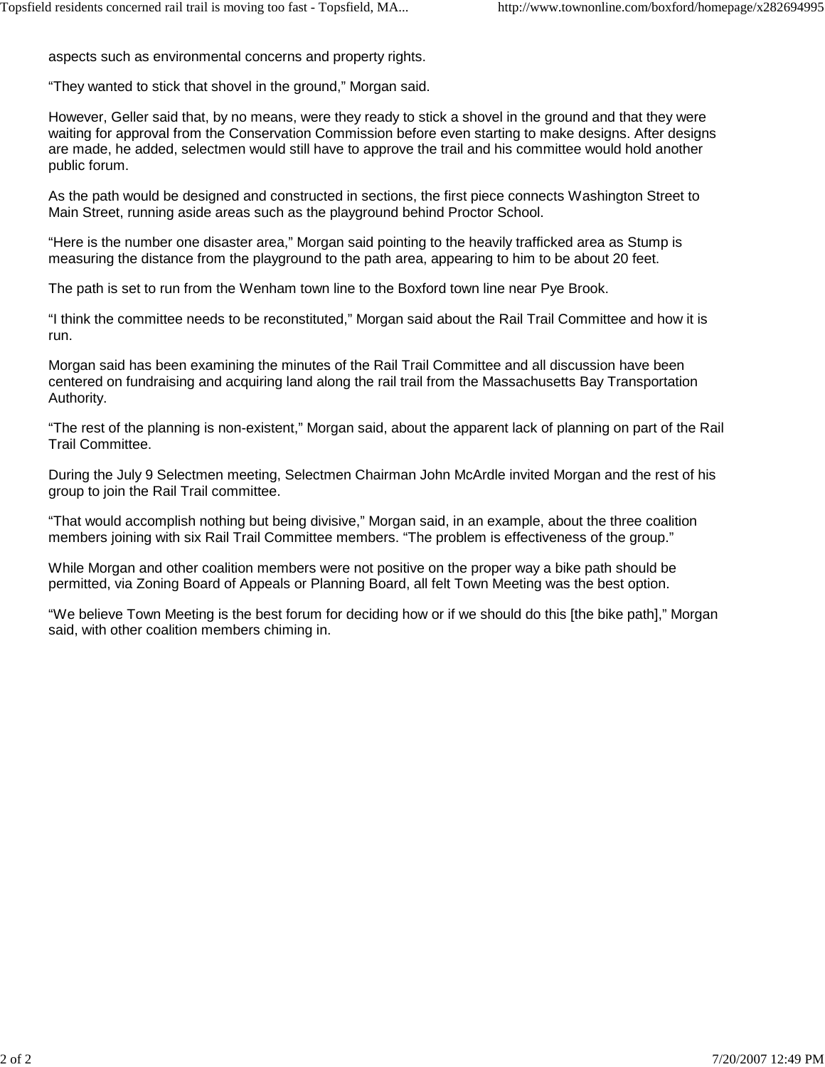aspects such as environmental concerns and property rights.

"They wanted to stick that shovel in the ground," Morgan said.

However, Geller said that, by no means, were they ready to stick a shovel in the ground and that they were waiting for approval from the Conservation Commission before even starting to make designs. After designs are made, he added, selectmen would still have to approve the trail and his committee would hold another public forum.

As the path would be designed and constructed in sections, the first piece connects Washington Street to Main Street, running aside areas such as the playground behind Proctor School.

"Here is the number one disaster area," Morgan said pointing to the heavily trafficked area as Stump is measuring the distance from the playground to the path area, appearing to him to be about 20 feet.

The path is set to run from the Wenham town line to the Boxford town line near Pye Brook.

"I think the committee needs to be reconstituted," Morgan said about the Rail Trail Committee and how it is run.

Morgan said has been examining the minutes of the Rail Trail Committee and all discussion have been centered on fundraising and acquiring land along the rail trail from the Massachusetts Bay Transportation Authority.

"The rest of the planning is non-existent," Morgan said, about the apparent lack of planning on part of the Rail Trail Committee.

During the July 9 Selectmen meeting, Selectmen Chairman John McArdle invited Morgan and the rest of his group to join the Rail Trail committee.

"That would accomplish nothing but being divisive," Morgan said, in an example, about the three coalition members joining with six Rail Trail Committee members. "The problem is effectiveness of the group."

While Morgan and other coalition members were not positive on the proper way a bike path should be permitted, via Zoning Board of Appeals or Planning Board, all felt Town Meeting was the best option.

"We believe Town Meeting is the best forum for deciding how or if we should do this [the bike path]," Morgan said, with other coalition members chiming in.